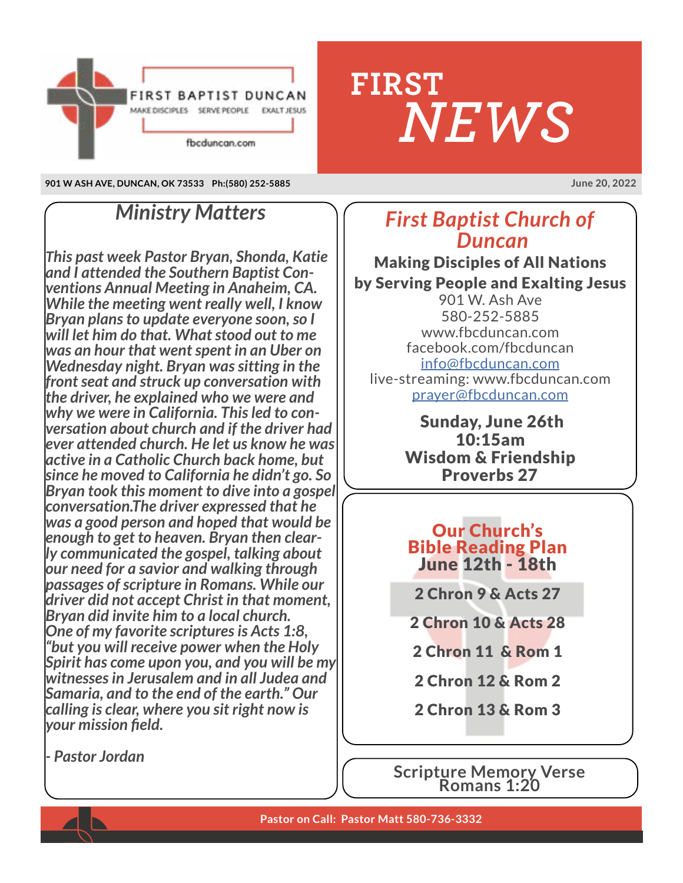FIRST BAPTIST DUNCAN

MAKE DISCIPLES SERVE PEOPLE EXALT JESUS

fbcduncan.com

# FIRST *NEWS*

901 W ASH AVE, DUNCAN, OK 73533 Ph:(580) 252-5885

June 20, 2022

## Ministry Matters

*This past week Pastor Bryan, Shonda, Katie and I attended the Southern Baptist Conventions Annual Meeting in Anaheim, CA. While the meeting went really well, I know Bryan plans to update everyone soon, so I will let him do that. What stood out to me was an hour that went spent in an Uber on Wednesday night. Bryan was sitting in the front seat and struck up conversation with the driver, he explained who we were and why we were in California. This led to conversation about church and if the driver had ever attended church. He let us know he was active in a Catholic Church back home, but since he moved to California he didn't go. So Bryan took this moment to dive into a gospel conversation.The driver expressed that he was a good person and hoped that would be enough to get to heaven. Bryan then clearly communicated the gospel, talking about our need for a savior and walking through passages of scripture in Romans. While our driver did not accept Christ in that moment, Bryan did invite him to a local church. One of my favorite scriptures is Acts 1:8, "but you will receive power when the Holy Spirit has come upon you, and you will be my witnesses in Jerusalem and in all Judea and Samaria, and to the end of the earth." Our calling is clear, where you sit right now is your mission field.*

*- Pastor Jordan*

## First Baptist Church of Duncan

**Making Disciples of All Nations by Serving People and Exalting Jesus**

901 W. Ash Ave
580-252-5885
www.fbcduncan.com
facebook.com/fbcduncan
info@fbcduncan.com
live-streaming: www.fbcduncan.com
prayer@fbcduncan.com

**Sunday, June 26th**
**10:15am**
**Wisdom & Friendship**
**Proverbs 27**

## Our Church's Bible Reading Plan

**June 12th - 18th**

- 2 Chron 9 & Acts 27
- 2 Chron 10 & Acts 28
- 2 Chron 11 & Rom 1
- 2 Chron 12 & Rom 2
- 2 Chron 13 & Rom 3

**Scripture Memory Verse**
**Romans 1:20**

**Pastor on Call: Pastor Matt 580-736-3332**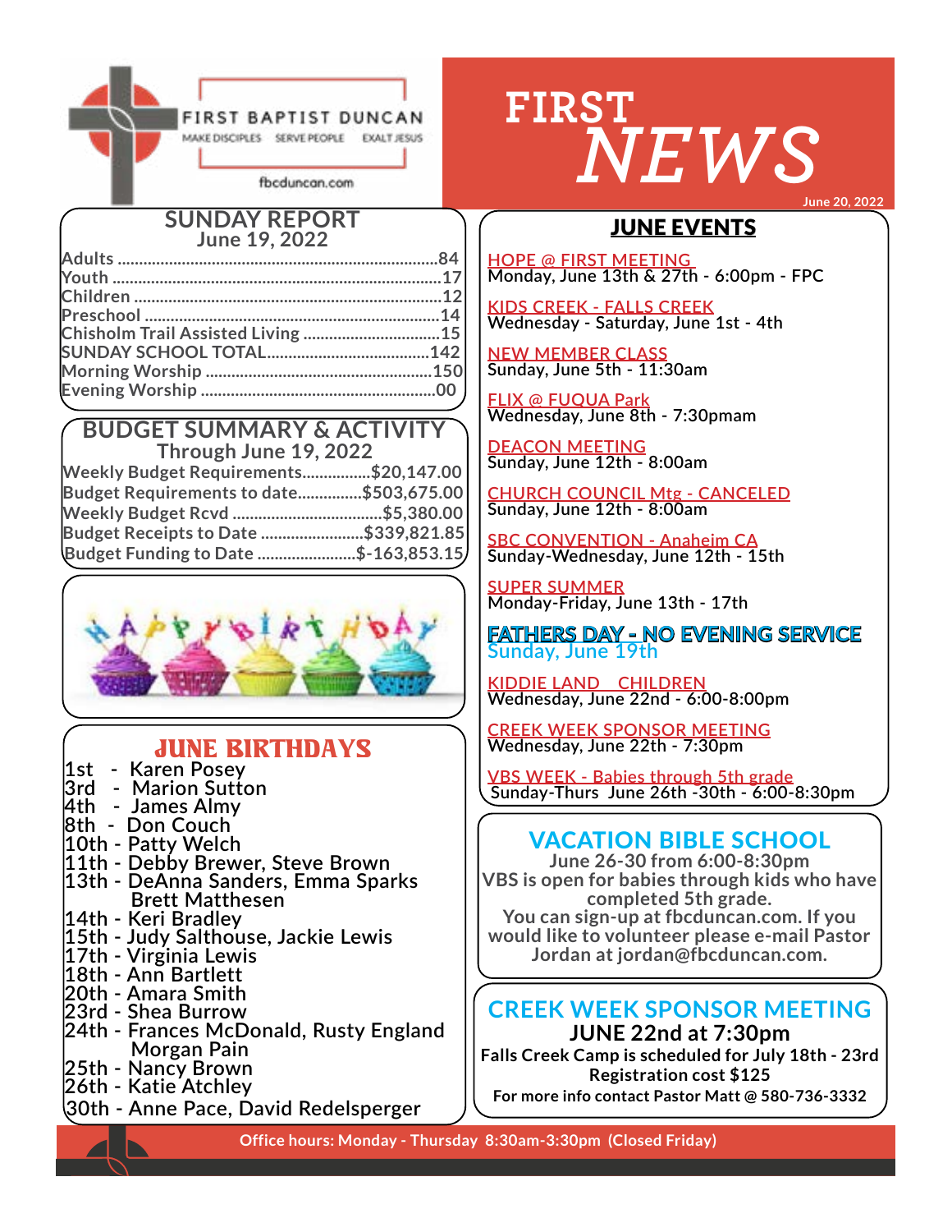FIRST BAPTIST DUNCAN

MAKE DISCIPLES SERVE PEOPLE EXALT JESUS

fbcduncan.com

# FIRST NEWS

June 20, 2022

## SUNDAY REPORT
### June 19, 2022

| | |
|---|---|
| Adults | 84 |
| Youth | 17 |
| Children | 12 |
| Preschool | 14 |
| Chisholm Trail Assisted Living | 15 |
| SUNDAY SCHOOL TOTAL | 142 |
| Morning Worship | 150 |
| Evening Worship | 00 |

## BUDGET SUMMARY & ACTIVITY
### Through June 19, 2022

| | |
|---|---|
| Weekly Budget Requirements | $20,147.00 |
| Budget Requirements to date | $503,675.00 |
| Weekly Budget Rcvd | $5,380.00 |
| Budget Receipts to Date | $339,821.85 |
| Budget Funding to Date | $-163,853.15 |

HAPPY BIRTHDAY

## JUNE BIRTHDAYS

- 1st - Karen Posey
- 3rd - Marion Sutton
- 4th - James Almy
- 8th - Don Couch
- 10th - Patty Welch
- 11th - Debby Brewer, Steve Brown
- 13th - DeAnna Sanders, Emma Sparks, Brett Matthesen
- 14th - Keri Bradley
- 15th - Judy Salthouse, Jackie Lewis
- 17th - Virginia Lewis
- 18th - Ann Bartlett
- 20th - Amara Smith
- 23rd - Shea Burrow
- 24th - Frances McDonald, Rusty England, Morgan Pain
- 25th - Nancy Brown
- 26th - Katie Atchley
- 30th - Anne Pace, David Redelsperger

## JUNE EVENTS

**HOPE @ FIRST MEETING**
Monday, June 13th & 27th - 6:00pm - FPC

**KIDS CREEK - FALLS CREEK**
Wednesday - Saturday, June 1st - 4th

**NEW MEMBER CLASS**
Sunday, June 5th - 11:30am

**FLIX @ FUQUA Park**
Wednesday, June 8th - 7:30pmam

**DEACON MEETING**
Sunday, June 12th - 8:00am

**CHURCH COUNCIL Mtg - CANCELED**
Sunday, June 12th - 8:00am

**SBC CONVENTION - Anaheim CA**
Sunday-Wednesday, June 12th - 15th

**SUPER SUMMER**
Monday-Friday, June 13th - 17th

**FATHERS DAY - NO EVENING SERVICE**
Sunday, June 19th

**KIDDIE LAND CHILDREN**
Wednesday, June 22nd - 6:00-8:00pm

**CREEK WEEK SPONSOR MEETING**
Wednesday, June 22th - 7:30pm

**VBS WEEK - Babies through 5th grade**
Sunday-Thurs June 26th -30th - 6:00-8:30pm

## VACATION BIBLE SCHOOL

June 26-30 from 6:00-8:30pm
VBS is open for babies through kids who have completed 5th grade.
You can sign-up at fbcduncan.com. If you would like to volunteer please e-mail Pastor Jordan at jordan@fbcduncan.com.

## CREEK WEEK SPONSOR MEETING

**JUNE 22nd at 7:30pm**

Falls Creek Camp is scheduled for July 18th - 23rd
Registration cost $125
For more info contact Pastor Matt @ 580-736-3332

Office hours: Monday - Thursday 8:30am-3:30pm (Closed Friday)